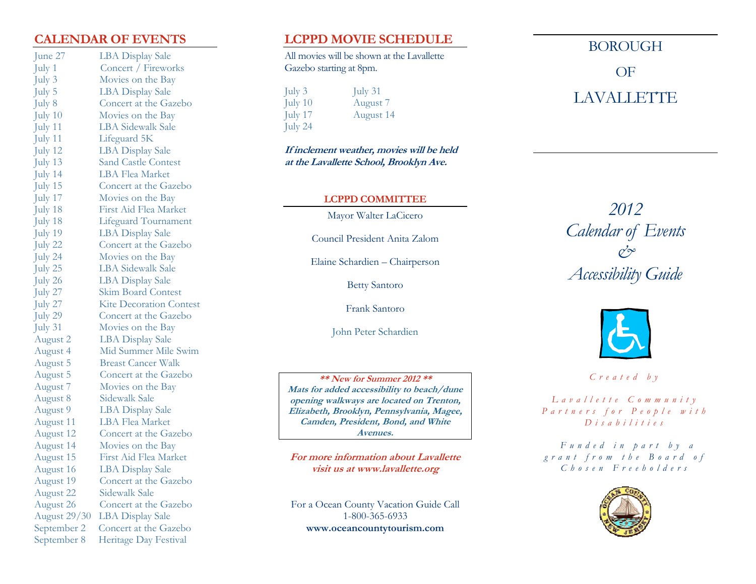## CALENDAR OF EVENTS

| | |
|---|---|
| June 27 | LBA Display Sale |
| July 1 | Concert / Fireworks |
| July 3 | Movies on the Bay |
| July 5 | LBA Display Sale |
| July 8 | Concert at the Gazebo |
| July 10 | Movies on the Bay |
| July 11 | LBA Sidewalk Sale |
| July 11 | Lifeguard 5K |
| July 12 | LBA Display Sale |
| July 13 | Sand Castle Contest |
| July 14 | LBA Flea Market |
| July 15 | Concert at the Gazebo |
| July 17 | Movies on the Bay |
| July 18 | First Aid Flea Market |
| July 18 | Lifeguard Tournament |
| July 19 | LBA Display Sale |
| July 22 | Concert at the Gazebo |
| July 24 | Movies on the Bay |
| July 25 | LBA Sidewalk Sale |
| July 26 | LBA Display Sale |
| July 27 | Skim Board Contest |
| July 27 | Kite Decoration Contest |
| July 29 | Concert at the Gazebo |
| July 31 | Movies on the Bay |
| August 2 | LBA Display Sale |
| August 4 | Mid Summer Mile Swim |
| August 5 | Breast Cancer Walk |
| August 5 | Concert at the Gazebo |
| August 7 | Movies on the Bay |
| August 8 | Sidewalk Sale |
| August 9 | LBA Display Sale |
| August 11 | LBA Flea Market |
| August 12 | Concert at the Gazebo |
| August 14 | Movies on the Bay |
| August 15 | First Aid Flea Market |
| August 16 | LBA Display Sale |
| August 19 | Concert at the Gazebo |
| August 22 | Sidewalk Sale |
| August 26 | Concert at the Gazebo |
| August 29/30 | LBA Display Sale |
| September 2 | Concert at the Gazebo |
| September 8 | Heritage Day Festival |

## LCPPD MOVIE SCHEDULE

All movies will be shown at the Lavallette Gazebo starting at 8pm.

| | |
|---|---|
| July 3 | July 31 |
| July 10 | August 7 |
| July 17 | August 14 |
| July 24 | |

***If inclement weather, movies will be held at the Lavallette School, Brooklyn Ave.***

### LCPPD COMMITTEE

Mayor Walter LaCicero

Council President Anita Zalom

Elaine Schardien – Chairperson

Betty Santoro

Frank Santoro

John Peter Schardien

***\*\* New for Summer 2012 \*\****
***Mats for added accessibility to beach/dune opening walkways are located on Trenton, Elizabeth, Brooklyn, Pennsylvania, Magee, Camden, President, Bond, and White Avenues.***

***For more information about Lavallette visit us at www.lavallette.org***

For a Ocean County Vacation Guide Call
1-800-365-6933
**www.oceancountytourism.com**

# BOROUGH OF LAVALLETTE

*2012*
*Calendar of Events*
*&*
*Accessibility Guide*

*Created by*

*Lavallette Community Partners for People with Disabilities*

*Funded in part by a grant from the Board of Chosen Freeholders*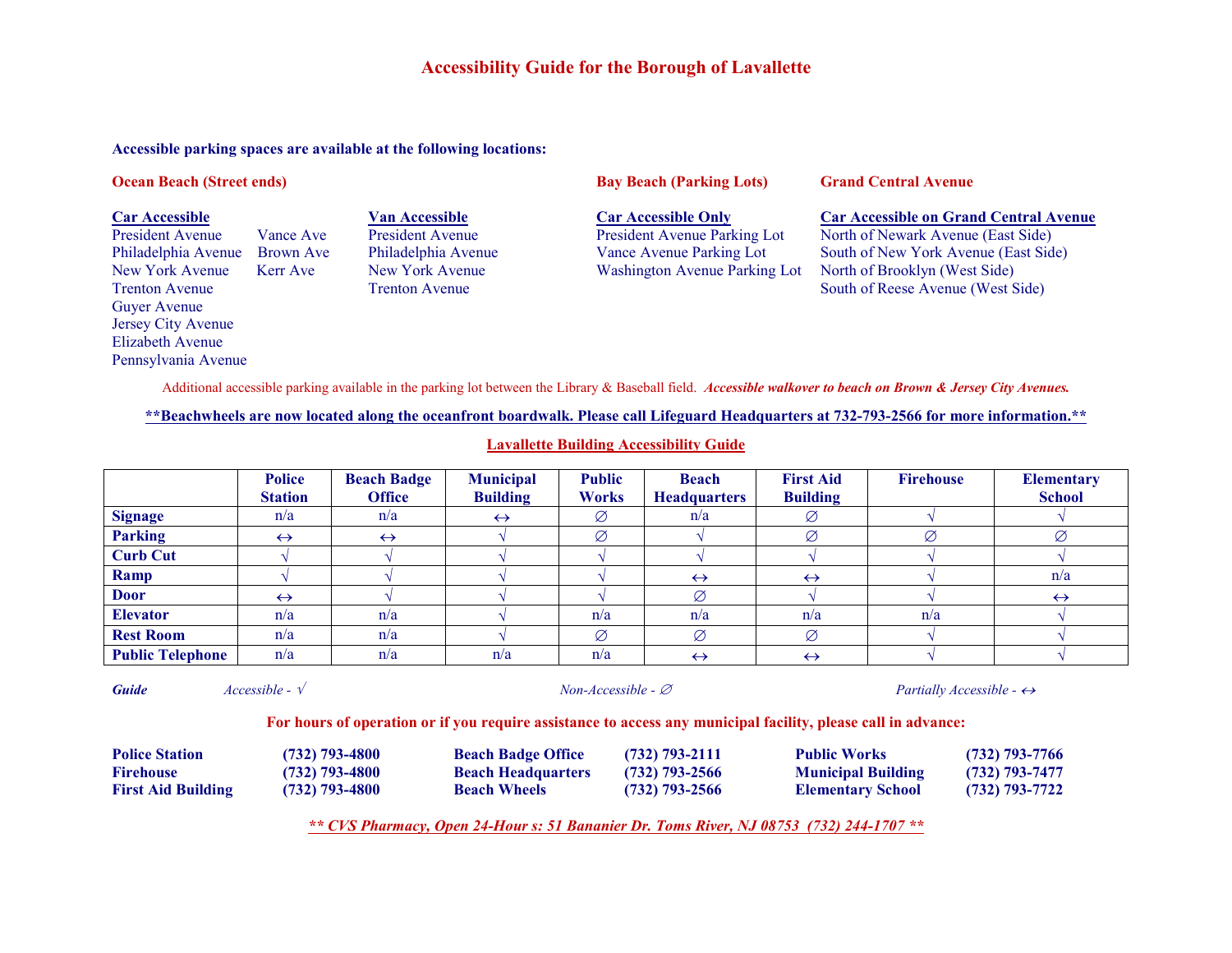# Accessibility Guide for the Borough of Lavallette

**Accessible parking spaces are available at the following locations:**

**Ocean Beach (Street ends)**

**Car Accessible**
- President Avenue
- Philadelphia Avenue
- New York Avenue
- Trenton Avenue
- Guyer Avenue
- Jersey City Avenue
- Elizabeth Avenue
- Pennsylvania Avenue
- Vance Ave
- Brown Ave
- Kerr Ave

**Van Accessible**
- President Avenue
- Philadelphia Avenue
- New York Avenue
- Trenton Avenue

**Bay Beach (Parking Lots)**

**Car Accessible Only**
- President Avenue Parking Lot
- Vance Avenue Parking Lot
- Washington Avenue Parking Lot

**Grand Central Avenue**

**Car Accessible on Grand Central Avenue**
- North of Newark Avenue (East Side)
- South of New York Avenue (East Side)
- North of Brooklyn (West Side)
- South of Reese Avenue (West Side)

Additional accessible parking available in the parking lot between the Library & Baseball field. ***Accessible walkover to beach on Brown & Jersey City Avenues.***

****Beachwheels are now located along the oceanfront boardwalk. Please call Lifeguard Headquarters at 732-793-2566 for more information.****

## Lavallette Building Accessibility Guide

| | Police Station | Beach Badge Office | Municipal Building | Public Works | Beach Headquarters | First Aid Building | Firehouse | Elementary School |
|---|---|---|---|---|---|---|---|---|
| **Signage** | n/a | n/a | ↔ | ∅ | n/a | ∅ | √ | √ |
| **Parking** | ↔ | ↔ | √ | ∅ | √ | ∅ | ∅ | ∅ |
| **Curb Cut** | √ | √ | √ | √ | √ | √ | √ | √ |
| **Ramp** | √ | √ | √ | √ | ↔ | ↔ | √ | n/a |
| **Door** | ↔ | √ | √ | √ | ∅ | √ | √ | ↔ |
| **Elevator** | n/a | n/a | √ | n/a | n/a | n/a | n/a | √ |
| **Rest Room** | n/a | n/a | √ | ∅ | ∅ | ∅ | √ | √ |
| **Public Telephone** | n/a | n/a | n/a | n/a | ↔ | ↔ | √ | √ |

***Guide*** *Accessible - √* *Non-Accessible - ∅* *Partially Accessible - ↔*

**For hours of operation or if you require assistance to access any municipal facility, please call in advance:**

| | | | | | |
|---|---|---|---|---|---|
| **Police Station** | **(732) 793-4800** | **Beach Badge Office** | **(732) 793-2111** | **Public Works** | **(732) 793-7766** |
| **Firehouse** | **(732) 793-4800** | **Beach Headquarters** | **(732) 793-2566** | **Municipal Building** | **(732) 793-7477** |
| **First Aid Building** | **(732) 793-4800** | **Beach Wheels** | **(732) 793-2566** | **Elementary School** | **(732) 793-7722** |

*** CVS Pharmacy, Open 24-Hour s: 51 Bananier Dr. Toms River, NJ 08753 (732) 244-1707 ***